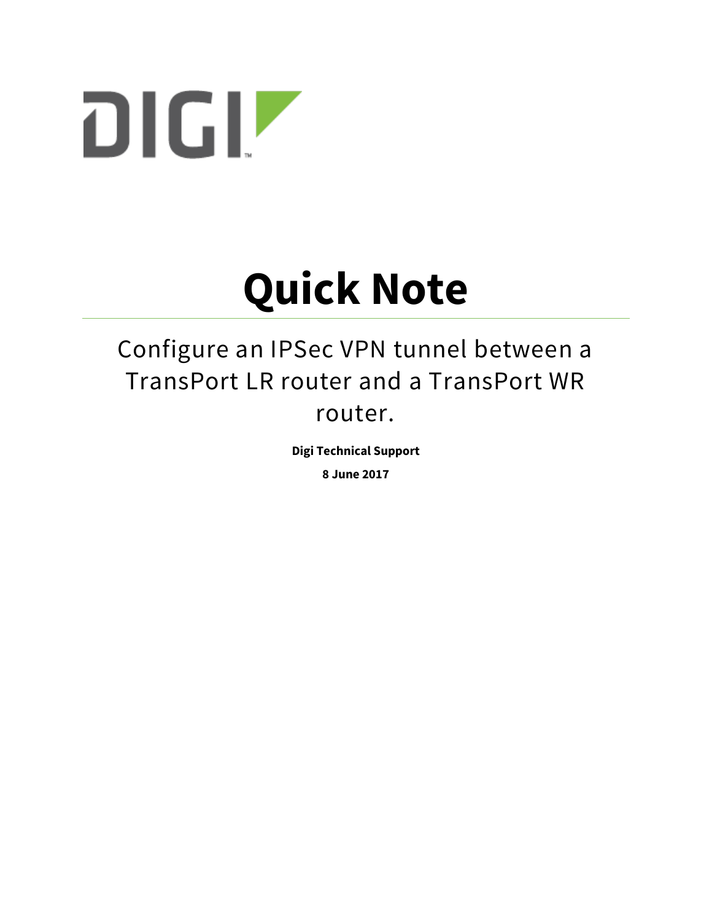# Quick Note

## Configure an IPSec VPN tunnel between a TransPort LR router and a TransPort WR router.

**Digi Technical Support**

**8 June 2017**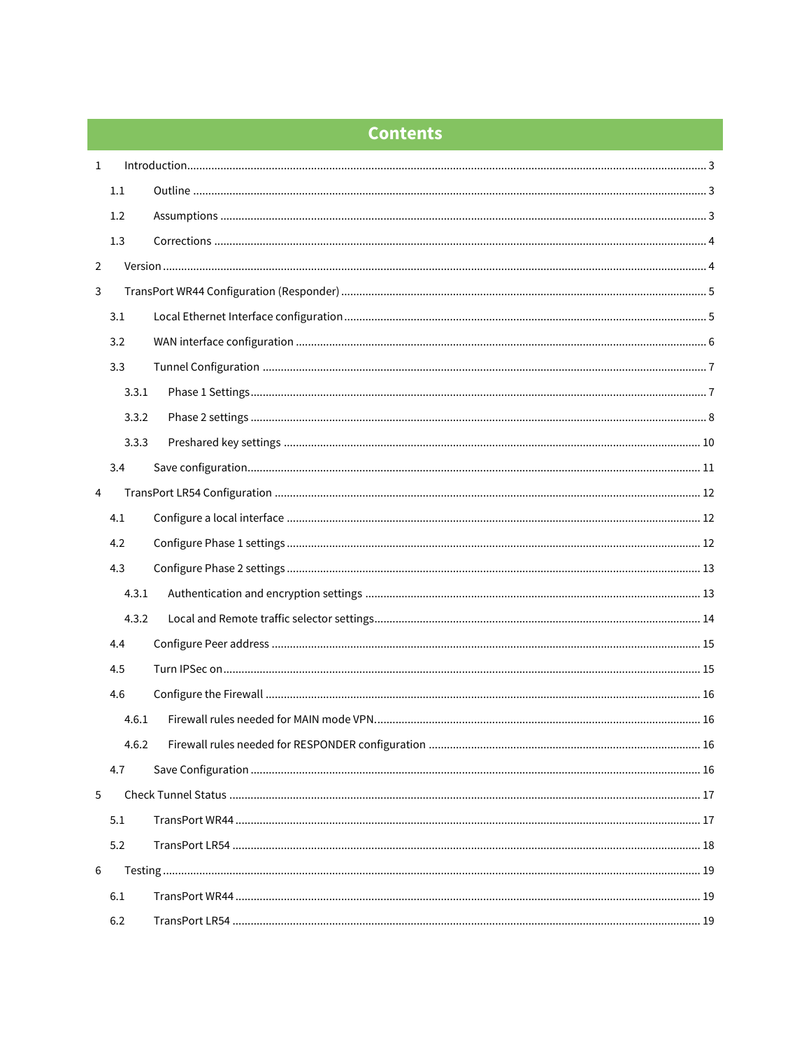# Contents

1 Introduction ... 3

  1.1 Outline ... 3

  1.2 Assumptions ... 3

  1.3 Corrections ... 4

2 Version ... 4

3 TransPort WR44 Configuration (Responder) ... 5

  3.1 Local Ethernet Interface configuration ... 5

  3.2 WAN interface configuration ... 6

  3.3 Tunnel Configuration ... 7

    3.3.1 Phase 1 Settings ... 7

    3.3.2 Phase 2 settings ... 8

    3.3.3 Preshared key settings ... 10

  3.4 Save configuration ... 11

4 TransPort LR54 Configuration ... 12

  4.1 Configure a local interface ... 12

  4.2 Configure Phase 1 settings ... 12

  4.3 Configure Phase 2 settings ... 13

    4.3.1 Authentication and encryption settings ... 13

    4.3.2 Local and Remote traffic selector settings ... 14

  4.4 Configure Peer address ... 15

  4.5 Turn IPSec on ... 15

  4.6 Configure the Firewall ... 16

    4.6.1 Firewall rules needed for MAIN mode VPN ... 16

    4.6.2 Firewall rules needed for RESPONDER configuration ... 16

  4.7 Save Configuration ... 16

5 Check Tunnel Status ... 17

  5.1 TransPort WR44 ... 17

  5.2 TransPort LR54 ... 18

6 Testing ... 19

  6.1 TransPort WR44 ... 19

  6.2 TransPort LR54 ... 19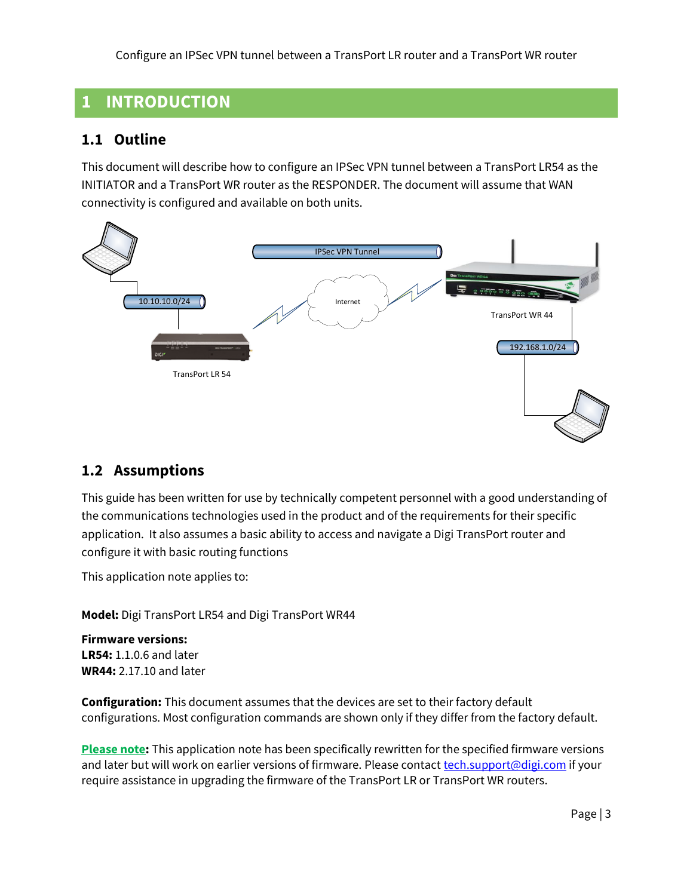# 1 INTRODUCTION

## 1.1 Outline

This document will describe how to configure an IPSec VPN tunnel between a TransPort LR54 as the INITIATOR and a TransPort WR router as the RESPONDER. The document will assume that WAN connectivity is configured and available on both units.

## 1.2 Assumptions

This guide has been written for use by technically competent personnel with a good understanding of the communications technologies used in the product and of the requirements for their specific application. It also assumes a basic ability to access and navigate a Digi TransPort router and configure it with basic routing functions

This application note applies to:

**Model:** Digi TransPort LR54 and Digi TransPort WR44

**Firmware versions:**
**LR54:** 1.1.0.6 and later
**WR44:** 2.17.10 and later

**Configuration:** This document assumes that the devices are set to their factory default configurations. Most configuration commands are shown only if they differ from the factory default.

**Please note:** This application note has been specifically rewritten for the specified firmware versions and later but will work on earlier versions of firmware. Please contact tech.support@digi.com if your require assistance in upgrading the firmware of the TransPort LR or TransPort WR routers.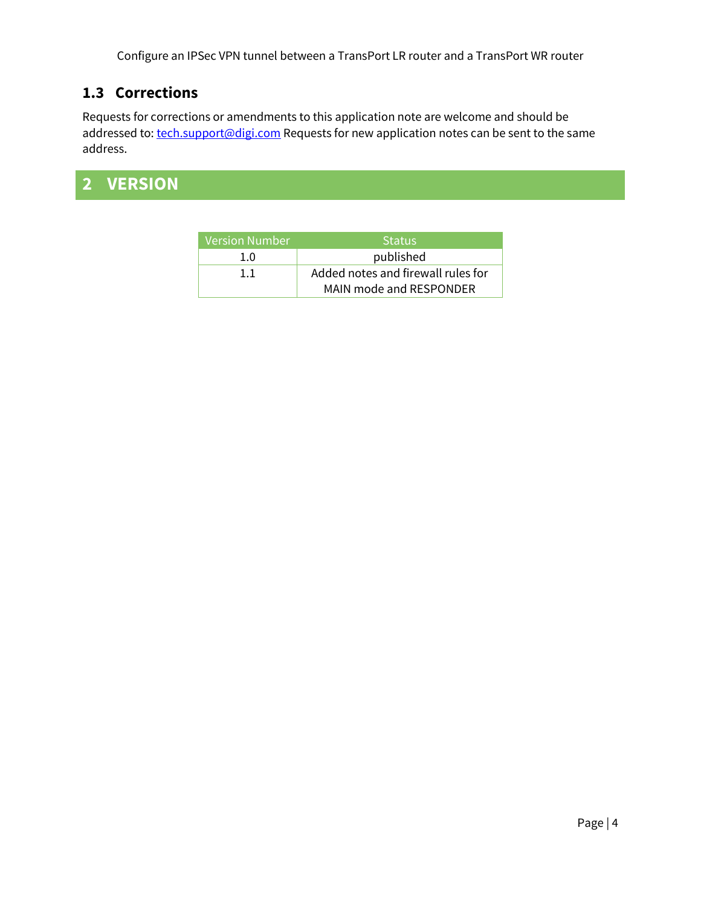### 1.3 Corrections

Requests for corrections or amendments to this application note are welcome and should be addressed to: tech.support@digi.com Requests for new application notes can be sent to the same address.

# 2 VERSION

| Version Number | Status |
|---|---|
| 1.0 | published |
| 1.1 | Added notes and firewall rules for MAIN mode and RESPONDER |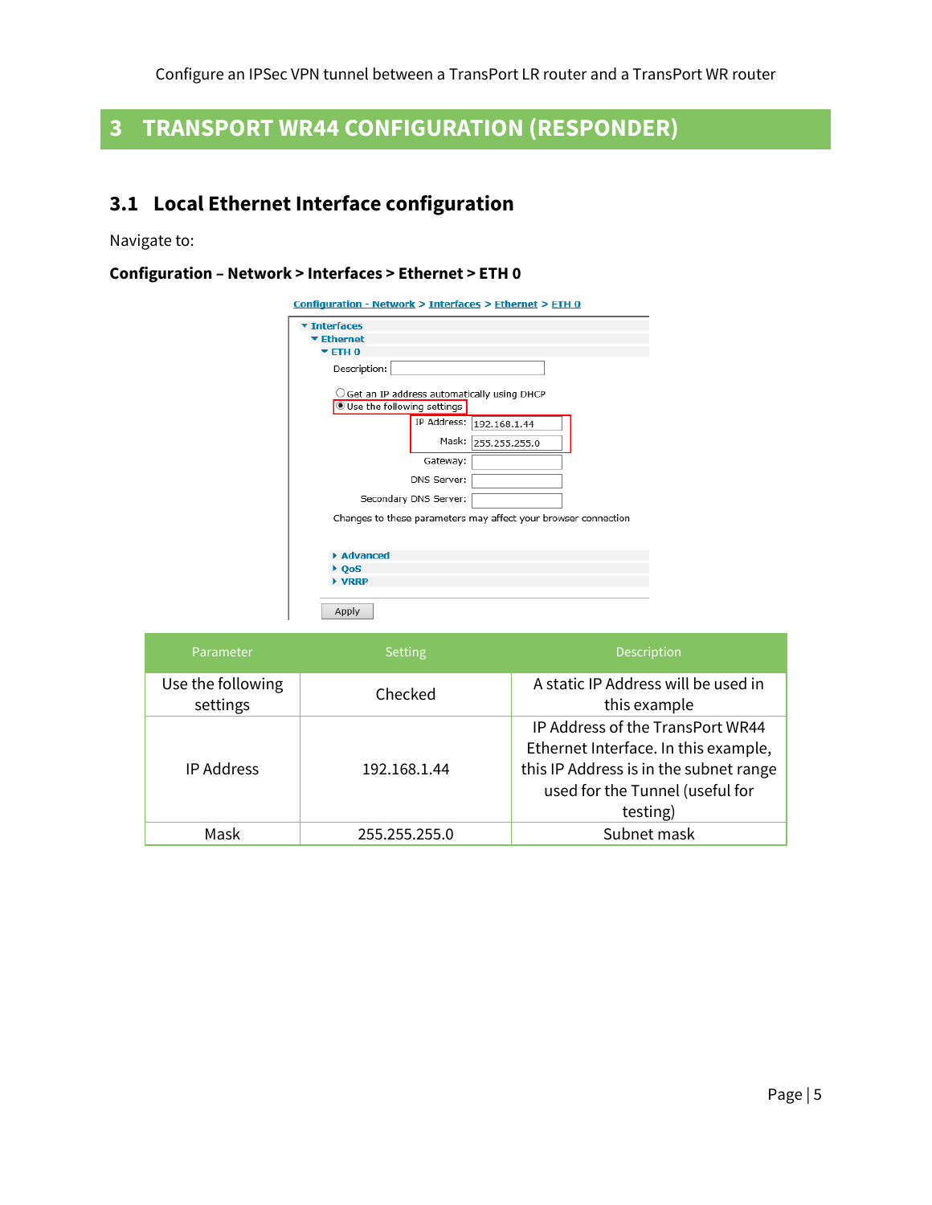# 3 TRANSPORT WR44 CONFIGURATION (RESPONDER)

## 3.1 Local Ethernet Interface configuration

Navigate to:

**Configuration – Network > Interfaces > Ethernet > ETH 0**

| Parameter | Setting | Description |
|---|---|---|
| Use the following settings | Checked | A static IP Address will be used in this example |
| IP Address | 192.168.1.44 | IP Address of the TransPort WR44 Ethernet Interface. In this example, this IP Address is in the subnet range used for the Tunnel (useful for testing) |
| Mask | 255.255.255.0 | Subnet mask |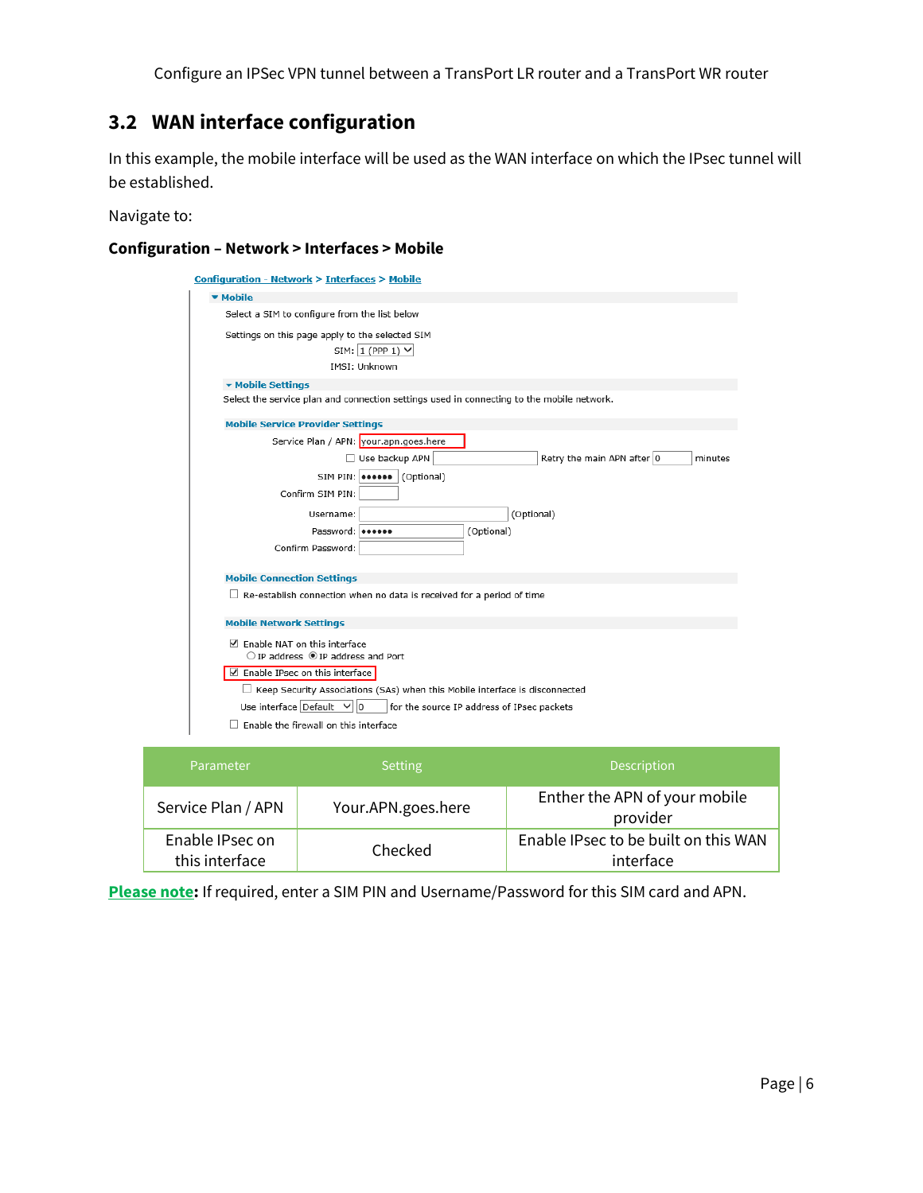## 3.2 WAN interface configuration

In this example, the mobile interface will be used as the WAN interface on which the IPsec tunnel will be established.

Navigate to:

**Configuration – Network > Interfaces > Mobile**

| Parameter | Setting | Description |
| --- | --- | --- |
| Service Plan / APN | Your.APN.goes.here | Enther the APN of your mobile provider |
| Enable IPsec on this interface | Checked | Enable IPsec to be built on this WAN interface |

**Please note**: If required, enter a SIM PIN and Username/Password for this SIM card and APN.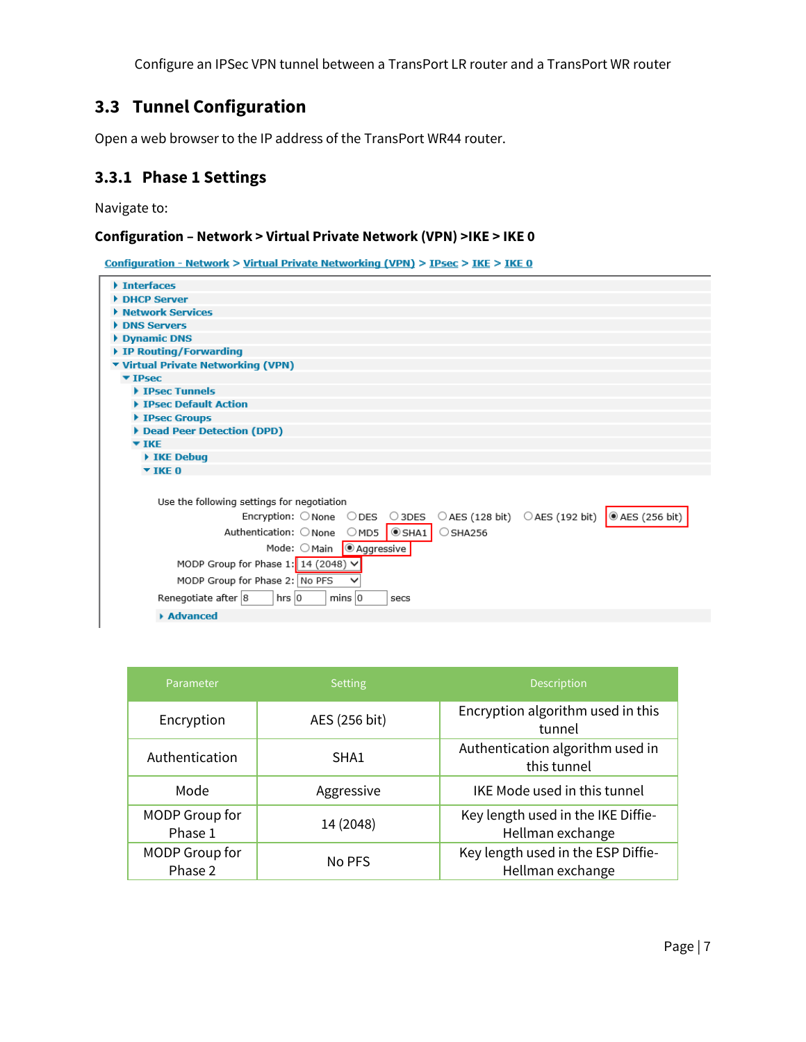## 3.3 Tunnel Configuration

Open a web browser to the IP address of the TransPort WR44 router.

### 3.3.1 Phase 1 Settings

Navigate to:

**Configuration – Network > Virtual Private Network (VPN) >IKE > IKE 0**

Configuration - Network > Virtual Private Networking (VPN) > IPsec > IKE > IKE 0

- Interfaces
- DHCP Server
- Network Services
- DNS Servers
- Dynamic DNS
- IP Routing/Forwarding
- Virtual Private Networking (VPN)
  - IPsec
    - IPsec Tunnels
    - IPsec Default Action
    - IPsec Groups
    - Dead Peer Detection (DPD)
    - IKE
      - IKE Debug
      - IKE 0

Use the following settings for negotiation

Encryption: None DES 3DES AES (128 bit) AES (192 bit) AES (256 bit)
Authentication: None MD5 SHA1 SHA256
Mode: Main Aggressive
MODP Group for Phase 1: 14 (2048)
MODP Group for Phase 2: No PFS
Renegotiate after 8 hrs 0 mins 0 secs

- Advanced

| Parameter | Setting | Description |
|---|---|---|
| Encryption | AES (256 bit) | Encryption algorithm used in this tunnel |
| Authentication | SHA1 | Authentication algorithm used in this tunnel |
| Mode | Aggressive | IKE Mode used in this tunnel |
| MODP Group for Phase 1 | 14 (2048) | Key length used in the IKE Diffie-Hellman exchange |
| MODP Group for Phase 2 | No PFS | Key length used in the ESP Diffie-Hellman exchange |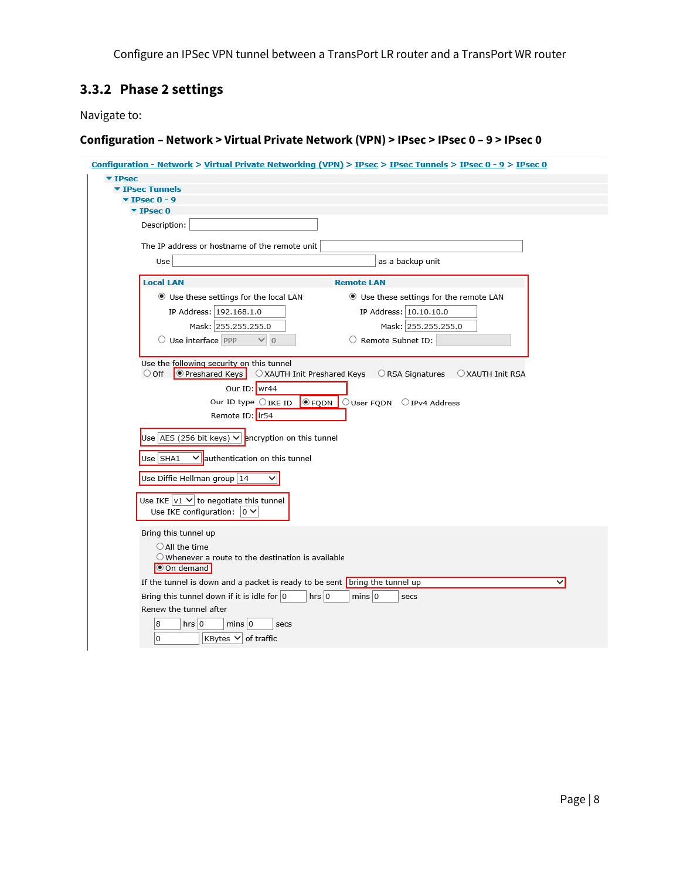### 3.3.2 Phase 2 settings

Navigate to:

**Configuration – Network > Virtual Private Network (VPN) > IPsec > IPsec 0 – 9 > IPsec 0**

Configuration - Network > Virtual Private Networking (VPN) > IPsec > IPsec Tunnels > IPsec 0 - 9 > IPsec 0

▼ IPsec
▼ IPsec Tunnels
▼ IPsec 0 - 9
▼ IPsec 0

Description:

The IP address or hostname of the remote unit

Use  as a backup unit

| Local LAN | Remote LAN |
|---|---|
| ◉ Use these settings for the local LAN | ◉ Use these settings for the remote LAN |
| IP Address: 192.168.1.0 | IP Address: 10.10.10.0 |
| Mask: 255.255.255.0 | Mask: 255.255.255.0 |
| ○ Use interface PPP 0 | ○ Remote Subnet ID: |

Use the following security on this tunnel
○ Off ◉ Preshared Keys ○ XAUTH Init Preshared Keys ○ RSA Signatures ○ XAUTH Init RSA

Our ID: wr44
Our ID type ○ IKE ID ◉ FQDN ○ User FQDN ○ IPv4 Address
Remote ID: lr54

Use AES (256 bit keys) encryption on this tunnel

Use SHA1 authentication on this tunnel

Use Diffie Hellman group 14

Use IKE v1 to negotiate this tunnel
Use IKE configuration: 0

Bring this tunnel up
○ All the time
○ Whenever a route to the destination is available
◉ On demand

If the tunnel is down and a packet is ready to be sent bring the tunnel up
Bring this tunnel down if it is idle for 0 hrs 0 mins 0 secs
Renew the tunnel after
8 hrs 0 mins 0 secs
0 KBytes of traffic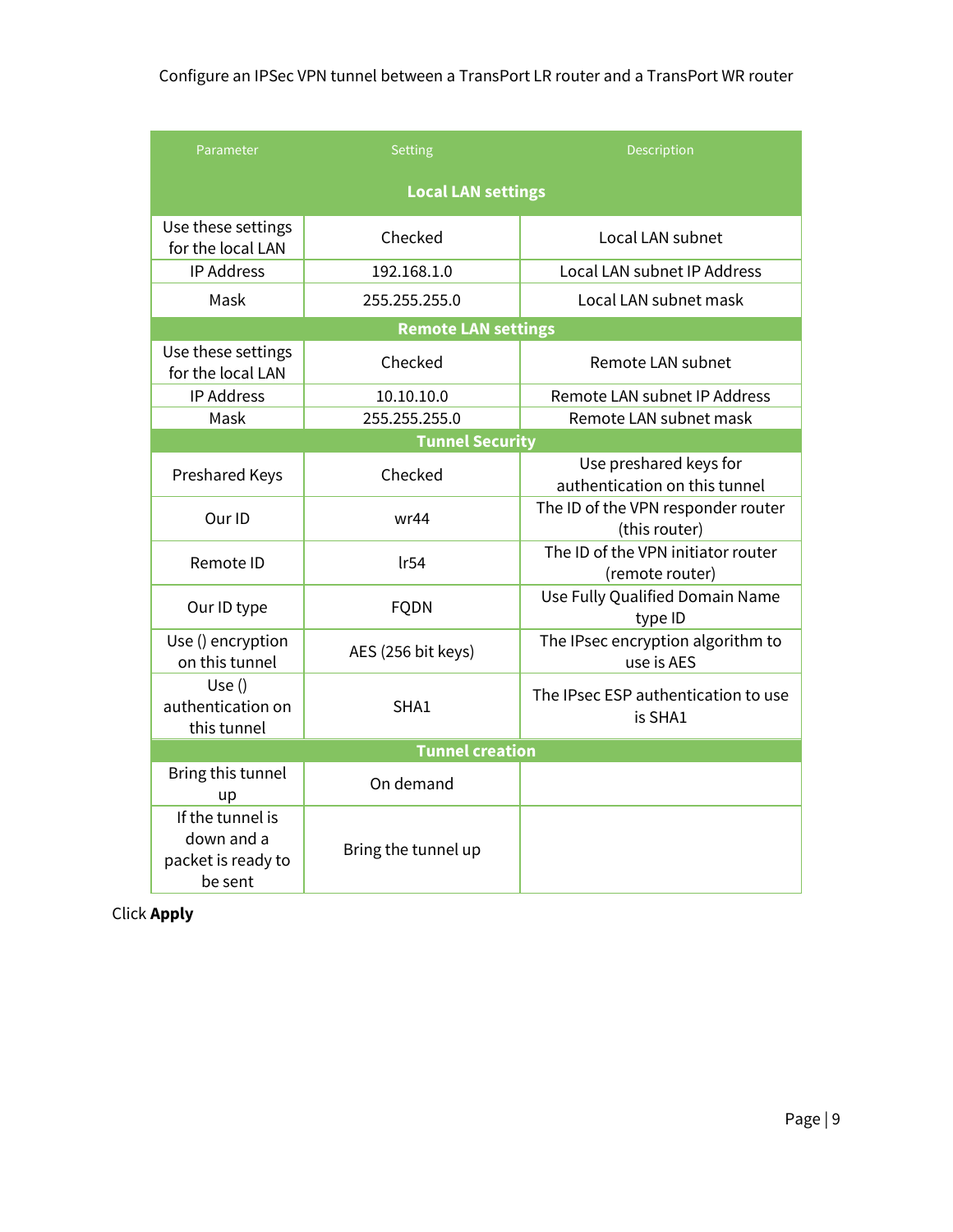| Parameter | Setting | Description |
|---|---|---|
| **Local LAN settings** | | |
| Use these settings for the local LAN | Checked | Local LAN subnet |
| IP Address | 192.168.1.0 | Local LAN subnet IP Address |
| Mask | 255.255.255.0 | Local LAN subnet mask |
| **Remote LAN settings** | | |
| Use these settings for the local LAN | Checked | Remote LAN subnet |
| IP Address | 10.10.10.0 | Remote LAN subnet IP Address |
| Mask | 255.255.255.0 | Remote LAN subnet mask |
| **Tunnel Security** | | |
| Preshared Keys | Checked | Use preshared keys for authentication on this tunnel |
| Our ID | wr44 | The ID of the VPN responder router (this router) |
| Remote ID | lr54 | The ID of the VPN initiator router (remote router) |
| Our ID type | FQDN | Use Fully Qualified Domain Name type ID |
| Use () encryption on this tunnel | AES (256 bit keys) | The IPsec encryption algorithm to use is AES |
| Use () authentication on this tunnel | SHA1 | The IPsec ESP authentication to use is SHA1 |
| **Tunnel creation** | | |
| Bring this tunnel up | On demand | |
| If the tunnel is down and a packet is ready to be sent | Bring the tunnel up | |

Click **Apply**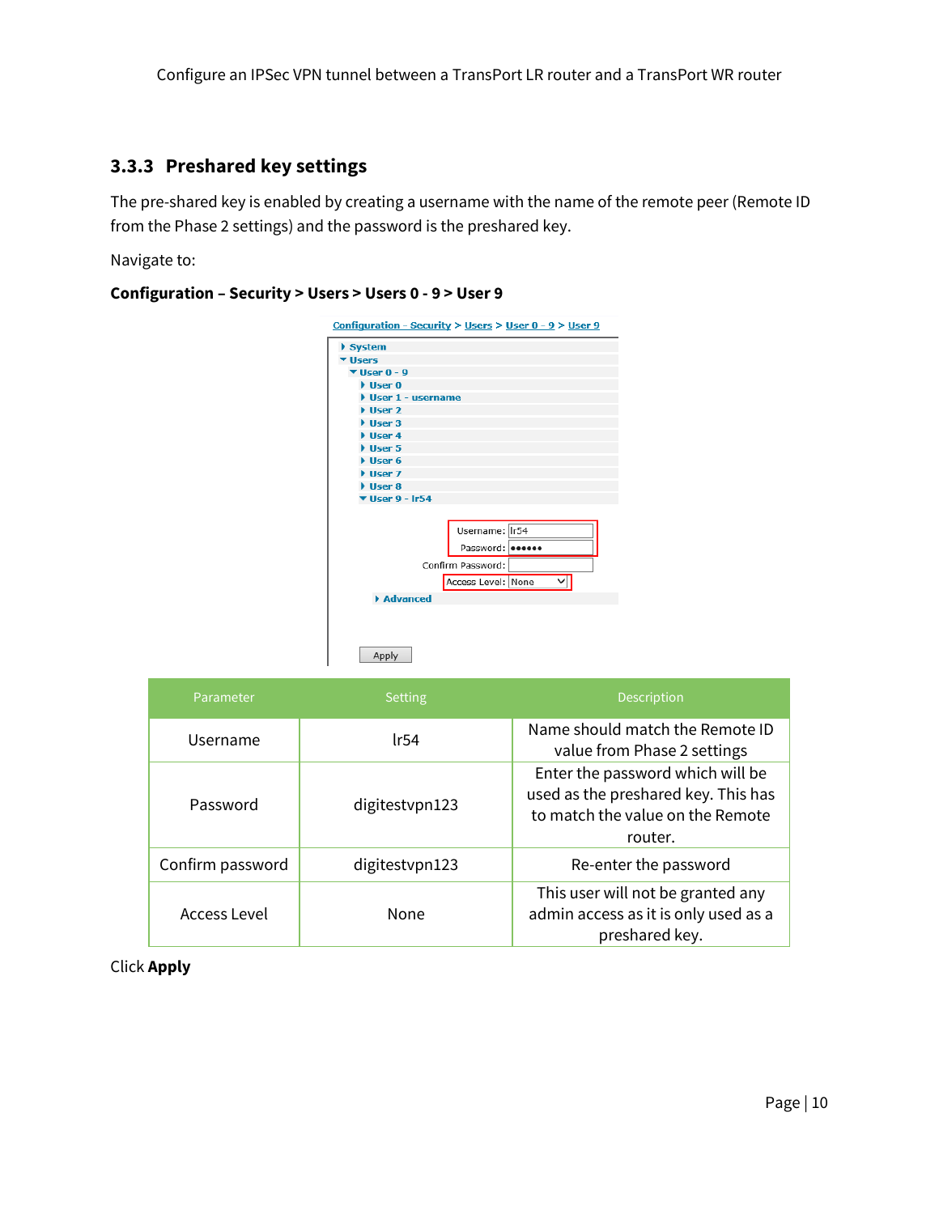### 3.3.3 Preshared key settings

The pre-shared key is enabled by creating a username with the name of the remote peer (Remote ID from the Phase 2 settings) and the password is the preshared key.

Navigate to:

**Configuration – Security > Users > Users 0 - 9 > User 9**

| Parameter | Setting | Description |
|---|---|---|
| Username | lr54 | Name should match the Remote ID value from Phase 2 settings |
| Password | digitestvpn123 | Enter the password which will be used as the preshared key. This has to match the value on the Remote router. |
| Confirm password | digitestvpn123 | Re-enter the password |
| Access Level | None | This user will not be granted any admin access as it is only used as a preshared key. |

Click **Apply**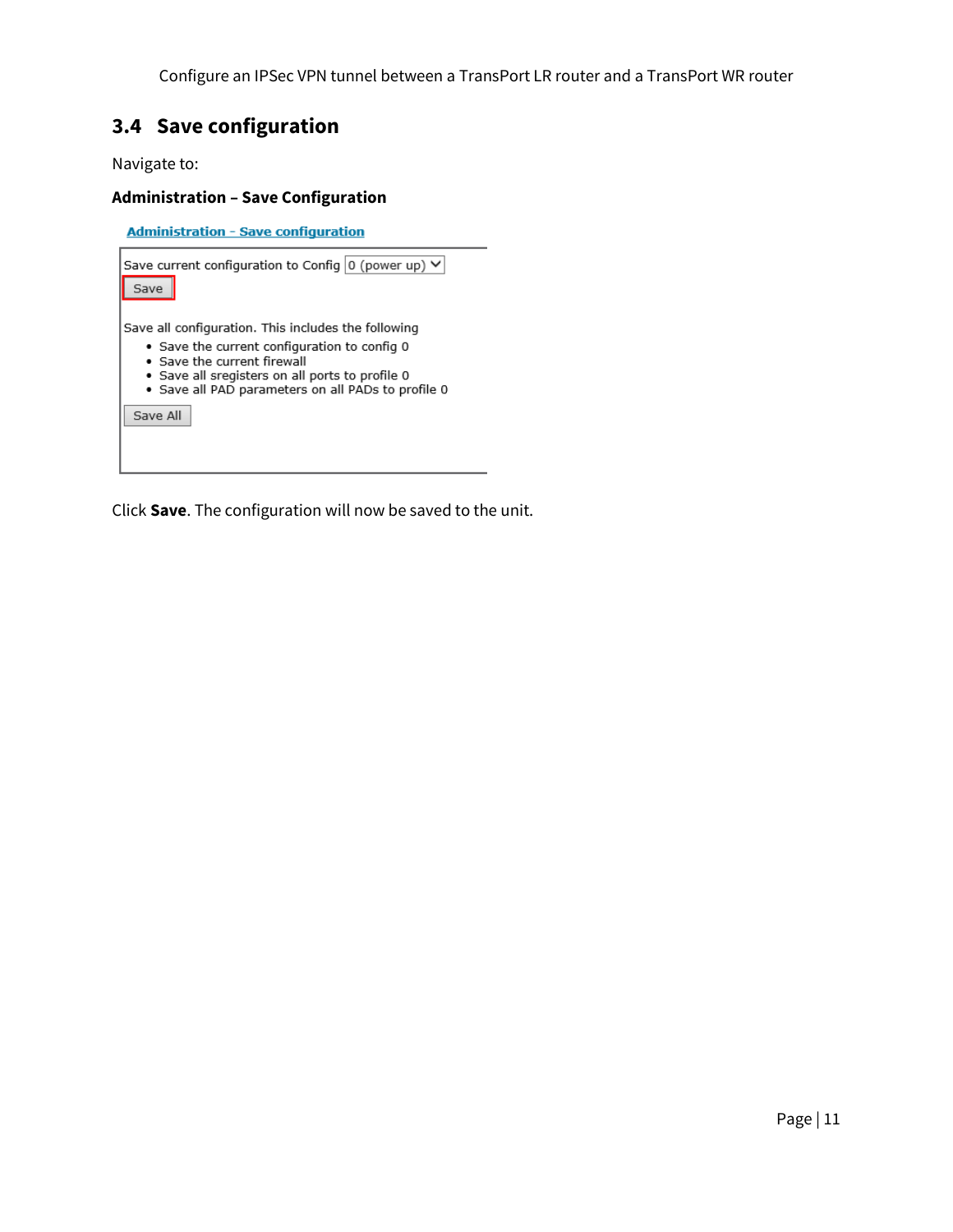## 3.4 Save configuration

Navigate to:

**Administration – Save Configuration**

Administration - Save configuration

Save current configuration to Config 0 (power up)

Save

Save all configuration. This includes the following

- Save the current configuration to config 0
- Save the current firewall
- Save all sregisters on all ports to profile 0
- Save all PAD parameters on all PADs to profile 0

Save All

Click **Save**. The configuration will now be saved to the unit.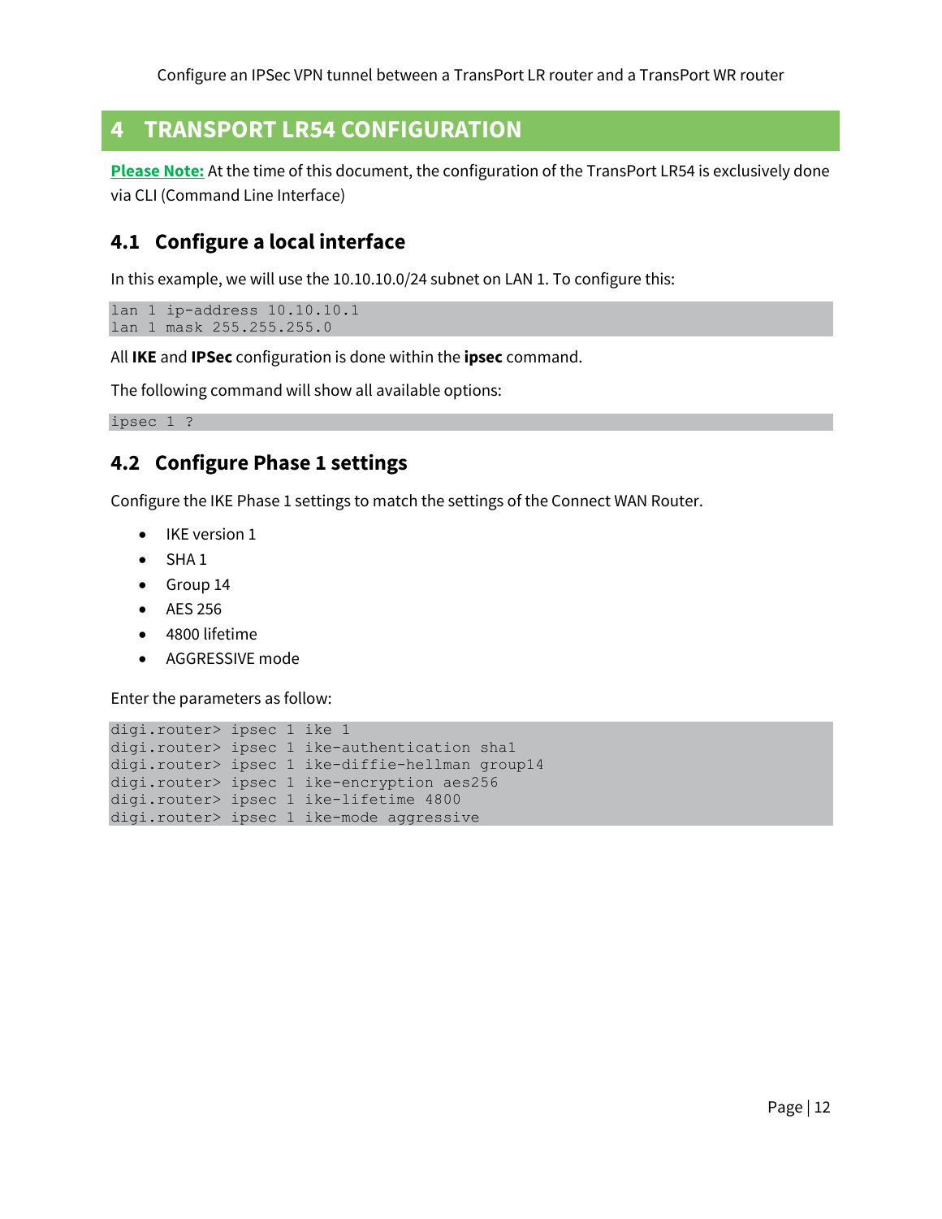# 4 TRANSPORT LR54 CONFIGURATION

**Please Note:** At the time of this document, the configuration of the TransPort LR54 is exclusively done via CLI (Command Line Interface)

## 4.1 Configure a local interface

In this example, we will use the 10.10.10.0/24 subnet on LAN 1. To configure this:

```
lan 1 ip-address 10.10.10.1
lan 1 mask 255.255.255.0
```

All **IKE** and **IPSec** configuration is done within the **ipsec** command.

The following command will show all available options:

```
ipsec 1 ?
```

## 4.2 Configure Phase 1 settings

Configure the IKE Phase 1 settings to match the settings of the Connect WAN Router.

- IKE version 1
- SHA 1
- Group 14
- AES 256
- 4800 lifetime
- AGGRESSIVE mode

Enter the parameters as follow:

```
digi.router> ipsec 1 ike 1
digi.router> ipsec 1 ike-authentication sha1
digi.router> ipsec 1 ike-diffie-hellman group14
digi.router> ipsec 1 ike-encryption aes256
digi.router> ipsec 1 ike-lifetime 4800
digi.router> ipsec 1 ike-mode aggressive
```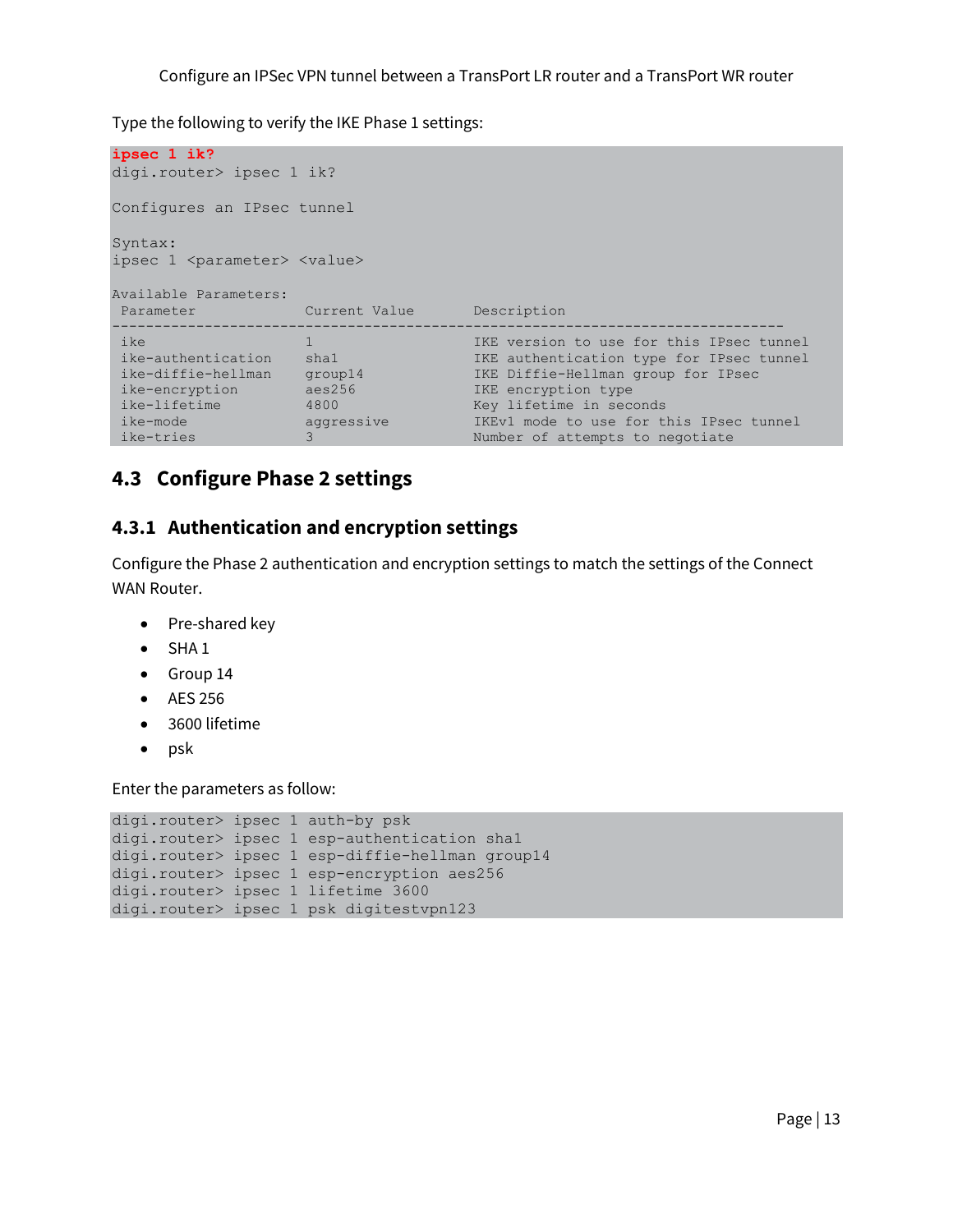Type the following to verify the IKE Phase 1 settings:

```
ipsec 1 ik?
digi.router> ipsec 1 ik?

Configures an IPsec tunnel

Syntax:
ipsec 1 <parameter> <value>

Available Parameters:
 Parameter              Current Value        Description
---------------------------------------------------------------------------------
 ike                    1                    IKE version to use for this IPsec tunnel
 ike-authentication     sha1                 IKE authentication type for IPsec tunnel
 ike-diffie-hellman     group14              IKE Diffie-Hellman group for IPsec
 ike-encryption         aes256               IKE encryption type
 ike-lifetime           4800                 Key lifetime in seconds
 ike-mode               aggressive           IKEv1 mode to use for this IPsec tunnel
 ike-tries              3                    Number of attempts to negotiate
```

## 4.3 Configure Phase 2 settings

### 4.3.1 Authentication and encryption settings

Configure the Phase 2 authentication and encryption settings to match the settings of the Connect WAN Router.

- Pre-shared key
- SHA 1
- Group 14
- AES 256
- 3600 lifetime
- psk

Enter the parameters as follow:

```
digi.router> ipsec 1 auth-by psk
digi.router> ipsec 1 esp-authentication sha1
digi.router> ipsec 1 esp-diffie-hellman group14
digi.router> ipsec 1 esp-encryption aes256
digi.router> ipsec 1 lifetime 3600
digi.router> ipsec 1 psk digitestvpn123
```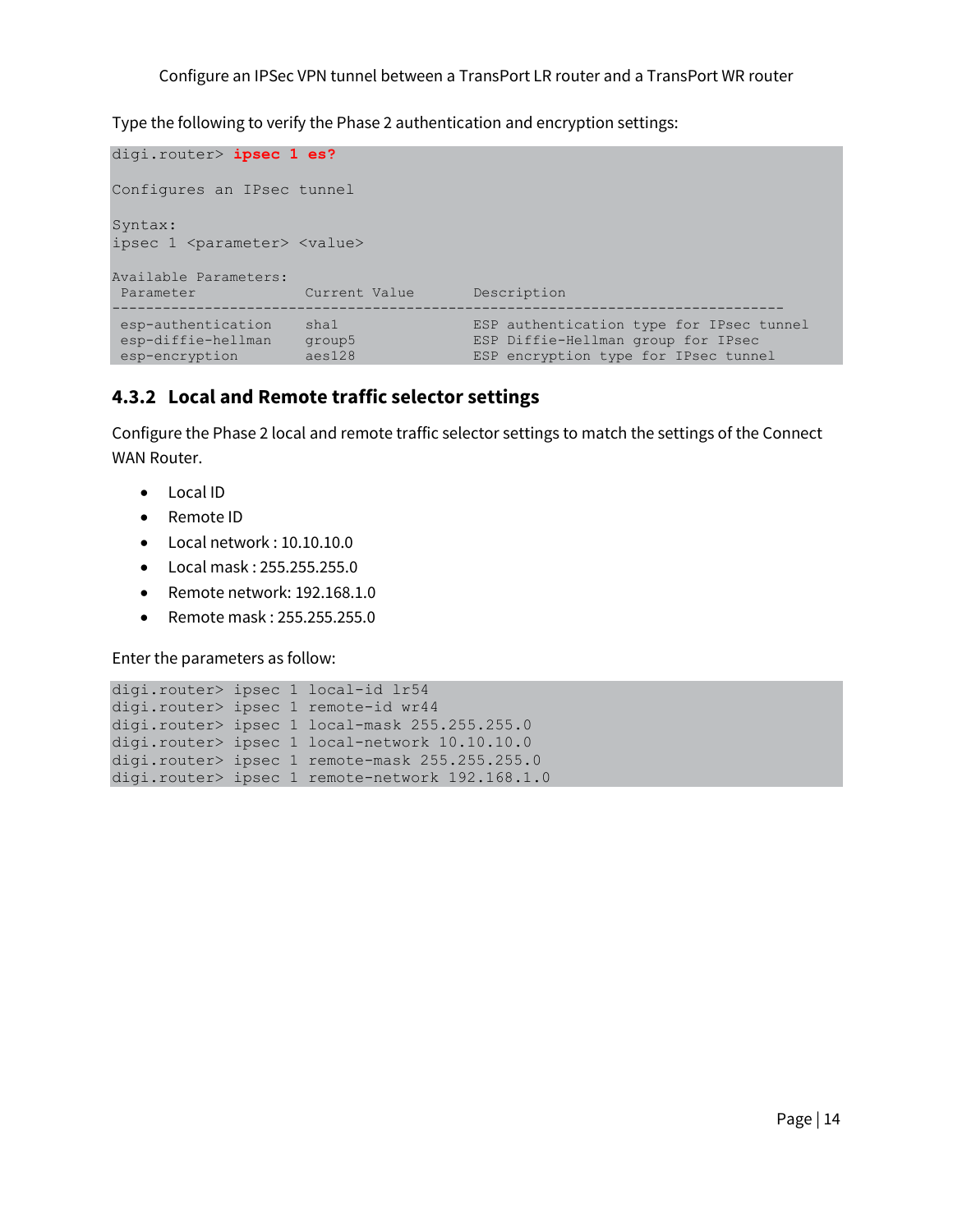Type the following to verify the Phase 2 authentication and encryption settings:

```
digi.router> ipsec 1 es?

Configures an IPsec tunnel

Syntax:
ipsec 1 <parameter> <value>

Available Parameters:
 Parameter              Current Value        Description
---------------------------------------------------------------------------------
 esp-authentication     sha1                 ESP authentication type for IPsec tunnel
 esp-diffie-hellman     group5               ESP Diffie-Hellman group for IPsec
 esp-encryption         aes128               ESP encryption type for IPsec tunnel
```

### 4.3.2 Local and Remote traffic selector settings

Configure the Phase 2 local and remote traffic selector settings to match the settings of the Connect WAN Router.

- Local ID
- Remote ID
- Local network : 10.10.10.0
- Local mask : 255.255.255.0
- Remote network: 192.168.1.0
- Remote mask : 255.255.255.0

Enter the parameters as follow:

```
digi.router> ipsec 1 local-id lr54
digi.router> ipsec 1 remote-id wr44
digi.router> ipsec 1 local-mask 255.255.255.0
digi.router> ipsec 1 local-network 10.10.10.0
digi.router> ipsec 1 remote-mask 255.255.255.0
digi.router> ipsec 1 remote-network 192.168.1.0
```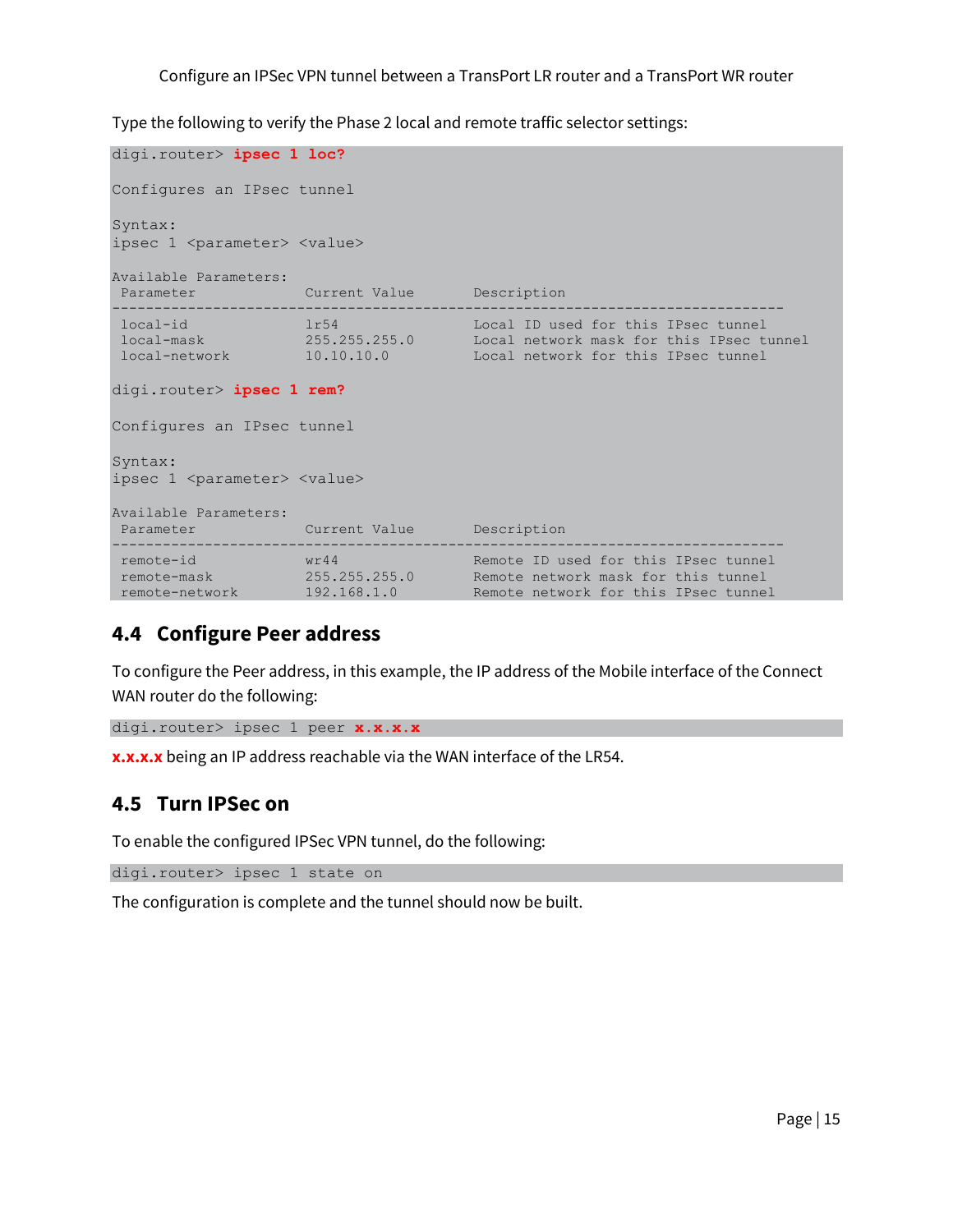Type the following to verify the Phase 2 local and remote traffic selector settings:

```
digi.router> ipsec 1 loc?

Configures an IPsec tunnel

Syntax:
ipsec 1 <parameter> <value>

Available Parameters:
 Parameter            Current Value       Description
--------------------------------------------------------------------------------
 local-id             lr54                Local ID used for this IPsec tunnel
 local-mask           255.255.255.0       Local network mask for this IPsec tunnel
 local-network        10.10.10.0          Local network for this IPsec tunnel

digi.router> ipsec 1 rem?

Configures an IPsec tunnel

Syntax:
ipsec 1 <parameter> <value>

Available Parameters:
 Parameter            Current Value       Description
--------------------------------------------------------------------------------
 remote-id            wr44                Remote ID used for this IPsec tunnel
 remote-mask          255.255.255.0       Remote network mask for this tunnel
 remote-network       192.168.1.0         Remote network for this IPsec tunnel
```

## 4.4 Configure Peer address

To configure the Peer address, in this example, the IP address of the Mobile interface of the Connect WAN router do the following:

```
digi.router> ipsec 1 peer x.x.x.x
```

**x.x.x.x** being an IP address reachable via the WAN interface of the LR54.

## 4.5 Turn IPSec on

To enable the configured IPSec VPN tunnel, do the following:

```
digi.router> ipsec 1 state on
```

The configuration is complete and the tunnel should now be built.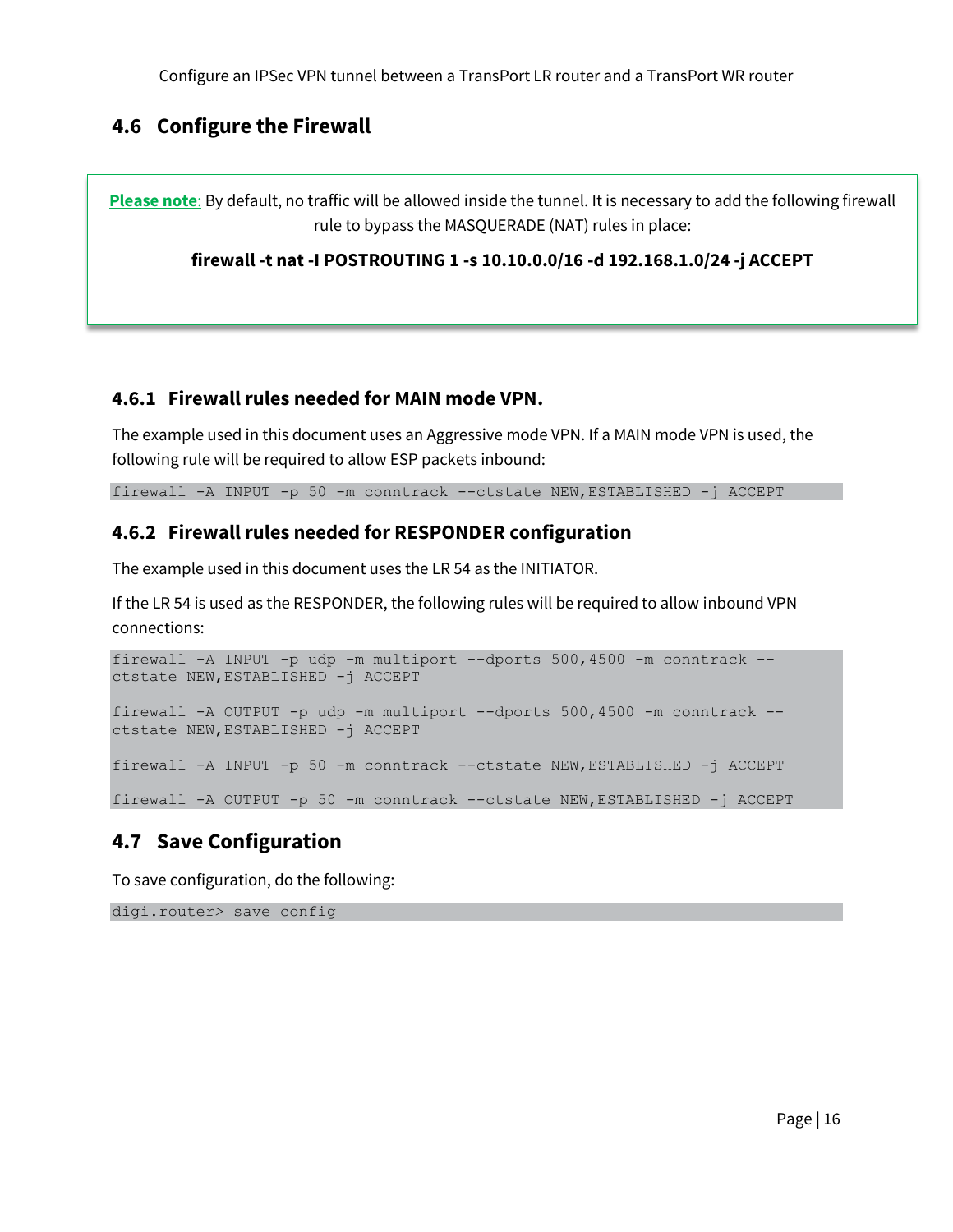## 4.6 Configure the Firewall

**Please note**: By default, no traffic will be allowed inside the tunnel. It is necessary to add the following firewall rule to bypass the MASQUERADE (NAT) rules in place:

**firewall -t nat -I POSTROUTING 1 -s 10.10.0.0/16 -d 192.168.1.0/24 -j ACCEPT**

### 4.6.1 Firewall rules needed for MAIN mode VPN.

The example used in this document uses an Aggressive mode VPN. If a MAIN mode VPN is used, the following rule will be required to allow ESP packets inbound:

```
firewall -A INPUT -p 50 -m conntrack --ctstate NEW,ESTABLISHED -j ACCEPT
```

### 4.6.2 Firewall rules needed for RESPONDER configuration

The example used in this document uses the LR 54 as the INITIATOR.

If the LR 54 is used as the RESPONDER, the following rules will be required to allow inbound VPN connections:

```
firewall -A INPUT -p udp -m multiport --dports 500,4500 -m conntrack --
ctstate NEW,ESTABLISHED -j ACCEPT

firewall -A OUTPUT -p udp -m multiport --dports 500,4500 -m conntrack --
ctstate NEW,ESTABLISHED -j ACCEPT

firewall -A INPUT -p 50 -m conntrack --ctstate NEW,ESTABLISHED -j ACCEPT

firewall -A OUTPUT -p 50 -m conntrack --ctstate NEW,ESTABLISHED -j ACCEPT
```

## 4.7 Save Configuration

To save configuration, do the following:

```
digi.router> save config
```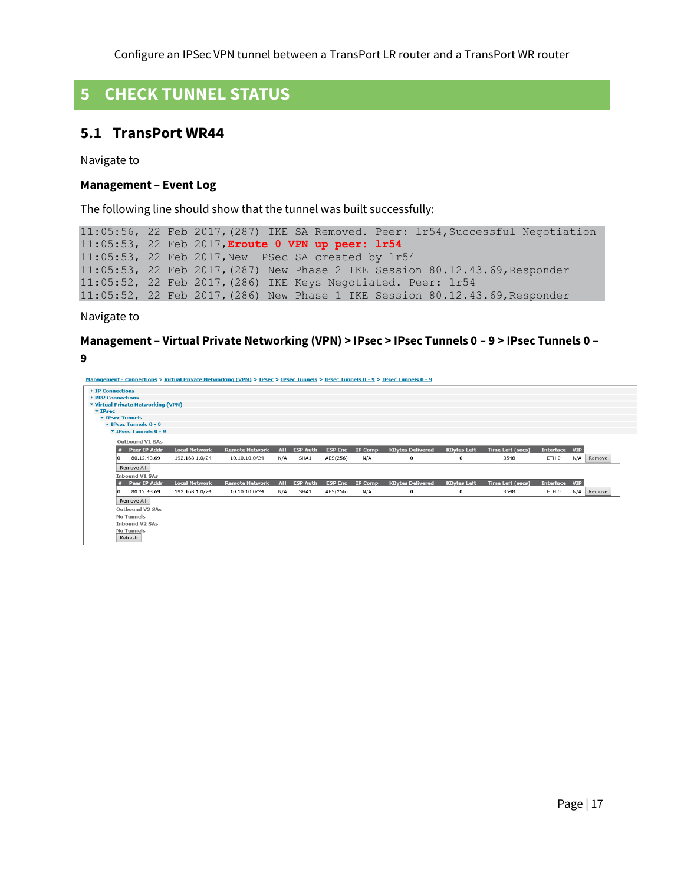# 5 CHECK TUNNEL STATUS

## 5.1 TransPort WR44

Navigate to

**Management – Event Log**

The following line should show that the tunnel was built successfully:

```
11:05:56, 22 Feb 2017,(287) IKE SA Removed. Peer: lr54,Successful Negotiation
11:05:53, 22 Feb 2017,Eroute 0 VPN up peer: lr54
11:05:53, 22 Feb 2017,New IPSec SA created by lr54
11:05:53, 22 Feb 2017,(287) New Phase 2 IKE Session 80.12.43.69,Responder
11:05:52, 22 Feb 2017,(286) IKE Keys Negotiated. Peer: lr54
11:05:52, 22 Feb 2017,(286) New Phase 1 IKE Session 80.12.43.69,Responder
```

Navigate to

**Management – Virtual Private Networking (VPN) > IPsec > IPsec Tunnels 0 – 9 > IPsec Tunnels 0 – 9**

Management - Connections > Virtual Private Networking (VPN) > IPsec > IPsec Tunnels > IPsec Tunnels 0 - 9 > IPsec Tunnels 0 - 9

- IP Connections
- PPP Connections
- Virtual Private Networking (VPN)
  - IPsec
    - IPsec Tunnels
      - IPsec Tunnels 0 - 9
        - IPsec Tunnels 0 - 9

Outbound V1 SAs

| # | Peer IP Addr | Local Network | Remote Network | AH | ESP Auth | ESP Enc | IP Comp | KBytes Delivered | KBytes Left | Time Left (secs) | Interface | VIP | |
|---|---|---|---|---|---|---|---|---|---|---|---|---|---|
| 0 | 80.12.43.69 | 192.168.1.0/24 | 10.10.10.0/24 | N/A | SHA1 | AES(256) | N/A | 0 | 0 | 3548 | ETH 0 | N/A | Remove |

Remove All

Inbound V1 SAs

| # | Peer IP Addr | Local Network | Remote Network | AH | ESP Auth | ESP Enc | IP Comp | KBytes Delivered | KBytes Left | Time Left (secs) | Interface | VIP | |
|---|---|---|---|---|---|---|---|---|---|---|---|---|---|
| 0 | 80.12.43.69 | 192.168.1.0/24 | 10.10.10.0/24 | N/A | SHA1 | AES(256) | N/A | 0 | 0 | 3548 | ETH 0 | N/A | Remove |

Remove All

Outbound V2 SAs

No Tunnels

Inbound V2 SAs

No Tunnels

Refresh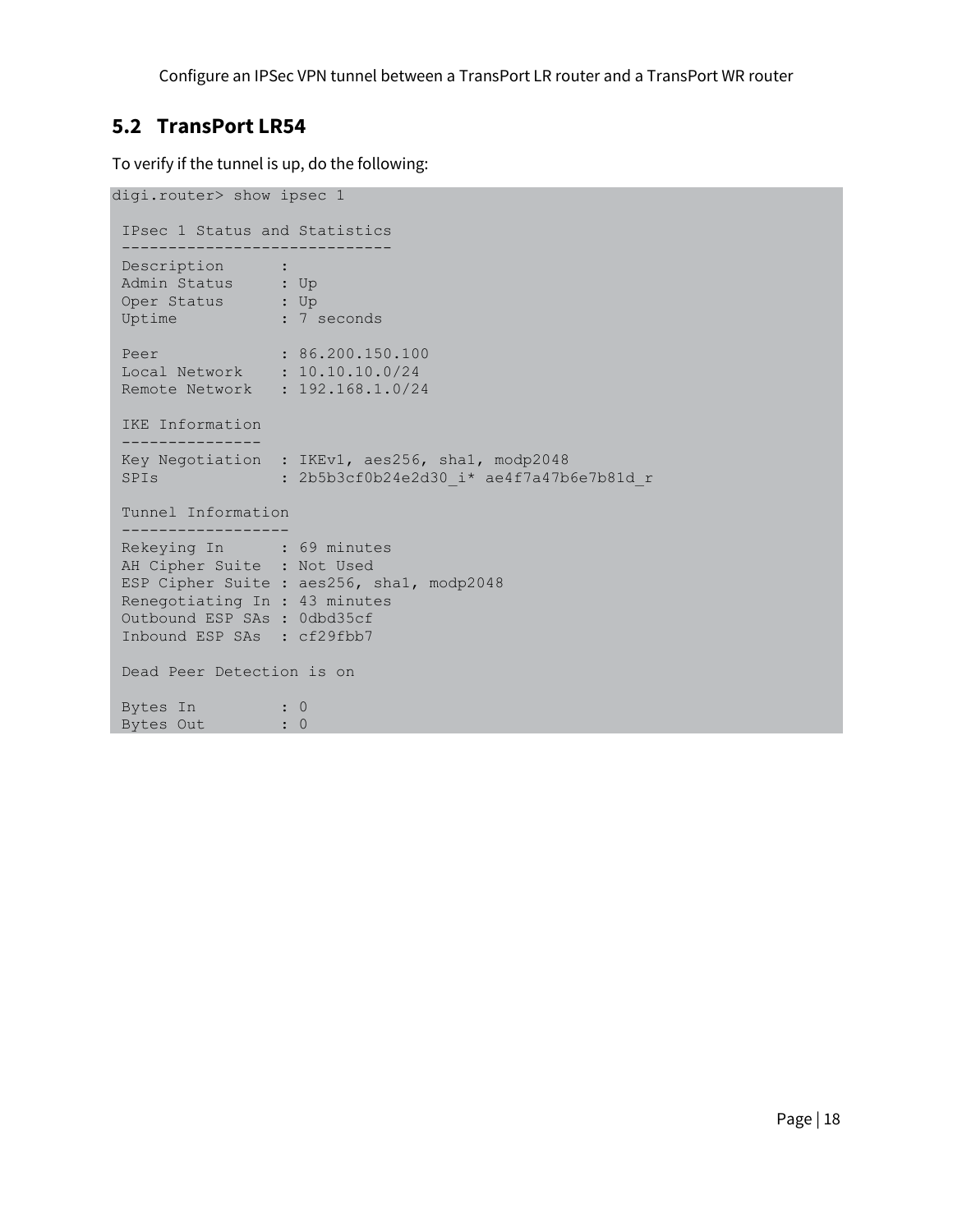## 5.2 TransPort LR54

To verify if the tunnel is up, do the following:

```
digi.router> show ipsec 1

 IPsec 1 Status and Statistics
 -----------------------------
 Description      :
 Admin Status     : Up
 Oper Status      : Up
 Uptime           : 7 seconds

 Peer             : 86.200.150.100
 Local Network    : 10.10.10.0/24
 Remote Network   : 192.168.1.0/24

 IKE Information
 ---------------
 Key Negotiation  : IKEv1, aes256, sha1, modp2048
 SPIs             : 2b5b3cf0b24e2d30_i* ae4f7a47b6e7b81d_r

 Tunnel Information
 ------------------
 Rekeying In      : 69 minutes
 AH Cipher Suite  : Not Used
 ESP Cipher Suite : aes256, sha1, modp2048
 Renegotiating In : 43 minutes
 Outbound ESP SAs : 0dbd35cf
 Inbound ESP SAs  : cf29fbb7

 Dead Peer Detection is on

 Bytes In         : 0
 Bytes Out        : 0
```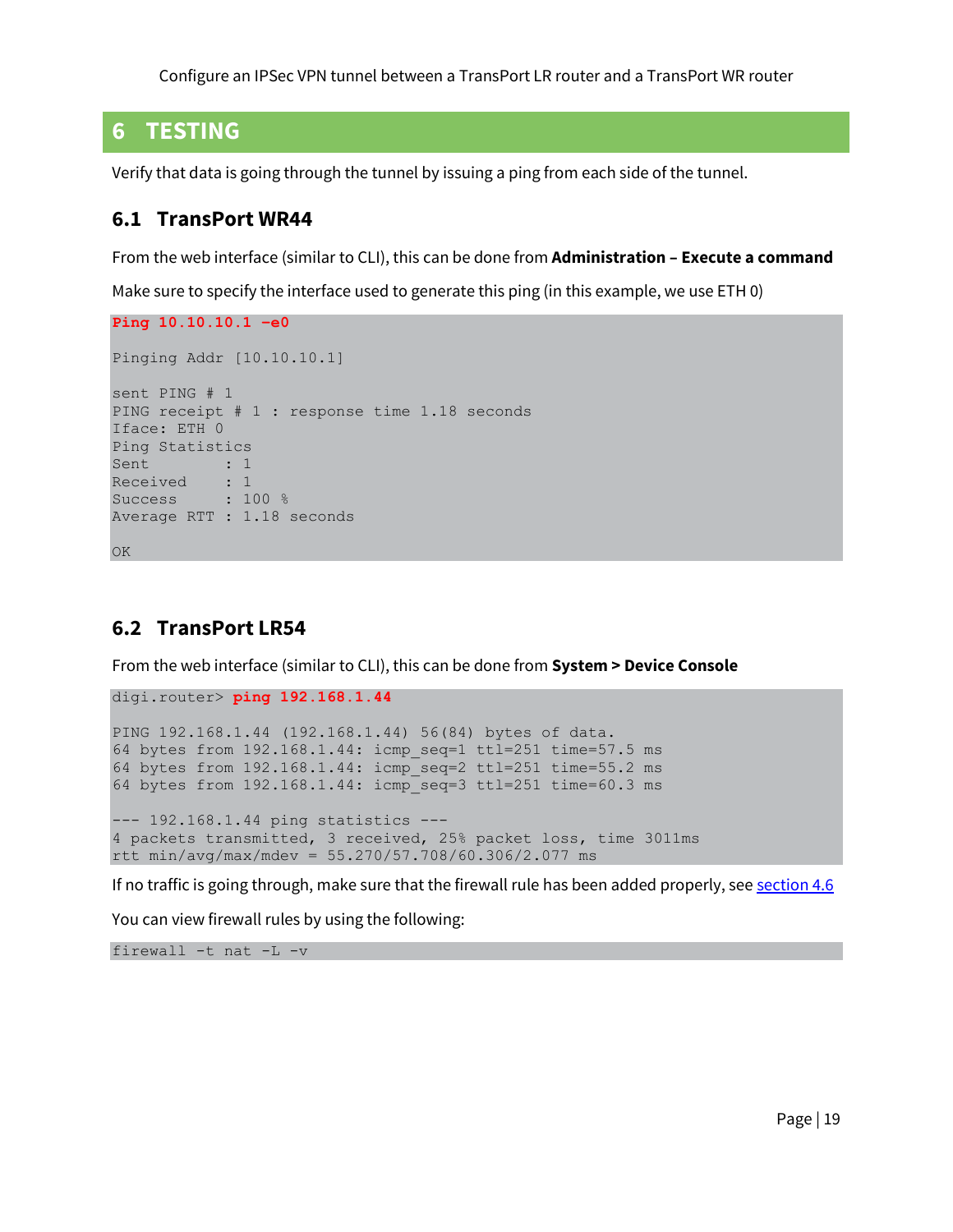# 6 TESTING

Verify that data is going through the tunnel by issuing a ping from each side of the tunnel.

## 6.1 TransPort WR44

From the web interface (similar to CLI), this can be done from **Administration – Execute a command**

Make sure to specify the interface used to generate this ping (in this example, we use ETH 0)

```
Ping 10.10.10.1 -e0

Pinging Addr [10.10.10.1]

sent PING # 1
PING receipt # 1 : response time 1.18 seconds
Iface: ETH 0
Ping Statistics
Sent        : 1
Received    : 1
Success     : 100 %
Average RTT : 1.18 seconds

OK
```

## 6.2 TransPort LR54

From the web interface (similar to CLI), this can be done from **System > Device Console**

```
digi.router> ping 192.168.1.44

PING 192.168.1.44 (192.168.1.44) 56(84) bytes of data.
64 bytes from 192.168.1.44: icmp_seq=1 ttl=251 time=57.5 ms
64 bytes from 192.168.1.44: icmp_seq=2 ttl=251 time=55.2 ms
64 bytes from 192.168.1.44: icmp_seq=3 ttl=251 time=60.3 ms

--- 192.168.1.44 ping statistics ---
4 packets transmitted, 3 received, 25% packet loss, time 3011ms
rtt min/avg/max/mdev = 55.270/57.708/60.306/2.077 ms
```

If no traffic is going through, make sure that the firewall rule has been added properly, see section 4.6

You can view firewall rules by using the following:

```
firewall -t nat -L -v
```